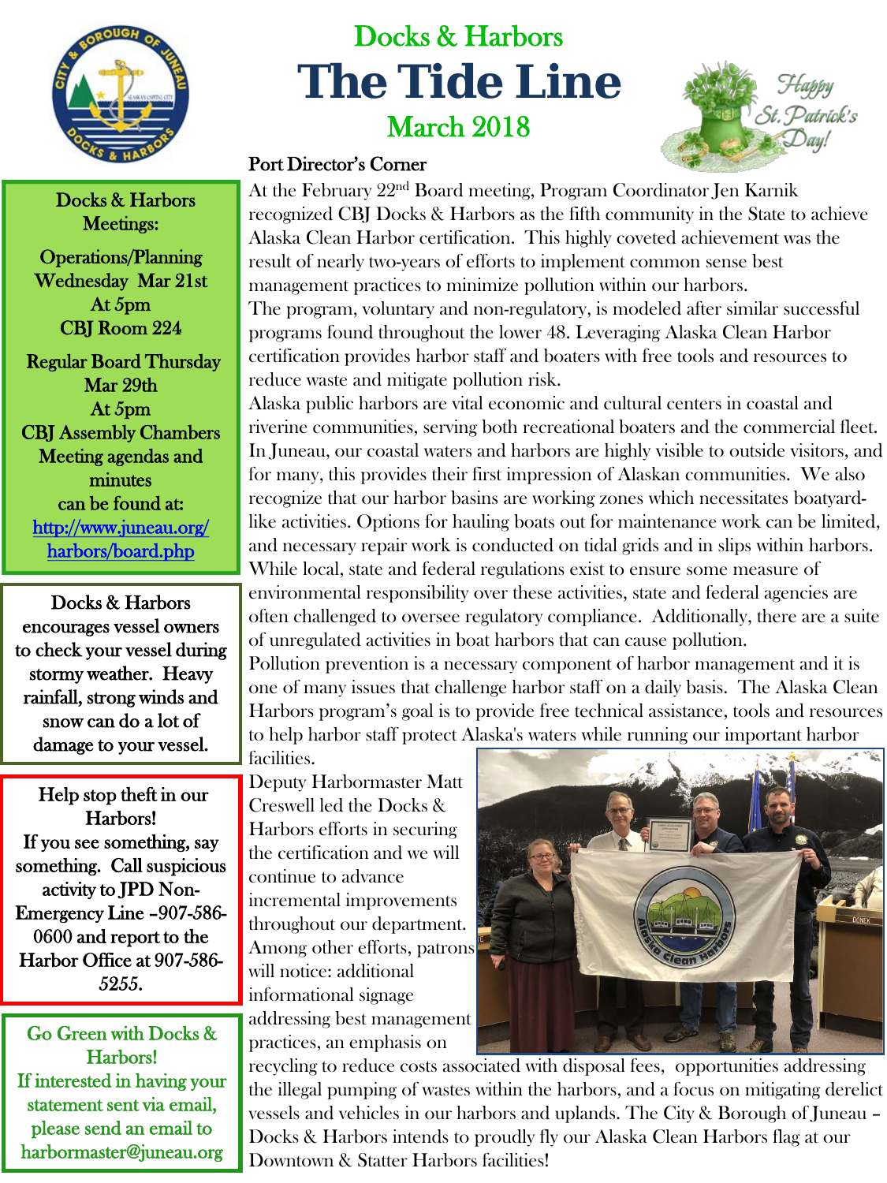# Docks & Harbors

# The Tide Line

## March 2018

Happy St. Patrick's Day!

### Port Director's Corner

At the February 22nd Board meeting, Program Coordinator Jen Karnik recognized CBJ Docks & Harbors as the fifth community in the State to achieve Alaska Clean Harbor certification. This highly coveted achievement was the result of nearly two-years of efforts to implement common sense best management practices to minimize pollution within our harbors.

The program, voluntary and non-regulatory, is modeled after similar successful programs found throughout the lower 48. Leveraging Alaska Clean Harbor certification provides harbor staff and boaters with free tools and resources to reduce waste and mitigate pollution risk.

Alaska public harbors are vital economic and cultural centers in coastal and riverine communities, serving both recreational boaters and the commercial fleet. In Juneau, our coastal waters and harbors are highly visible to outside visitors, and for many, this provides their first impression of Alaskan communities. We also recognize that our harbor basins are working zones which necessitates boatyard-like activities. Options for hauling boats out for maintenance work can be limited, and necessary repair work is conducted on tidal grids and in slips within harbors. While local, state and federal regulations exist to ensure some measure of environmental responsibility over these activities, state and federal agencies are often challenged to oversee regulatory compliance. Additionally, there are a suite of unregulated activities in boat harbors that can cause pollution.

Pollution prevention is a necessary component of harbor management and it is one of many issues that challenge harbor staff on a daily basis. The Alaska Clean Harbors program's goal is to provide free technical assistance, tools and resources to help harbor staff protect Alaska's waters while running our important harbor facilities.

Deputy Harbormaster Matt Creswell led the Docks & Harbors efforts in securing the certification and we will continue to advance incremental improvements throughout our department. Among other efforts, patrons will notice: additional informational signage addressing best management practices, an emphasis on recycling to reduce costs associated with disposal fees, opportunities addressing the illegal pumping of wastes within the harbors, and a focus on mitigating derelict vessels and vehicles in our harbors and uplands. The City & Borough of Juneau – Docks & Harbors intends to proudly fly our Alaska Clean Harbors flag at our Downtown & Statter Harbors facilities!

---

**Docks & Harbors Meetings:**

**Operations/Planning**
Wednesday Mar 21st
At 5pm
CBJ Room 224

**Regular Board Thursday**
Mar 29th
At 5pm
CBJ Assembly Chambers

Meeting agendas and minutes can be found at:
http://www.juneau.org/harbors/board.php

---

Docks & Harbors encourages vessel owners to check your vessel during stormy weather. Heavy rainfall, strong winds and snow can do a lot of damage to your vessel.

---

**Help stop theft in our Harbors!**

If you see something, say something. Call suspicious activity to JPD Non-Emergency Line –907-586-0600 and report to the Harbor Office at 907-586-5255.

---

**Go Green with Docks & Harbors!**

If interested in having your statement sent via email, please send an email to harbormaster@juneau.org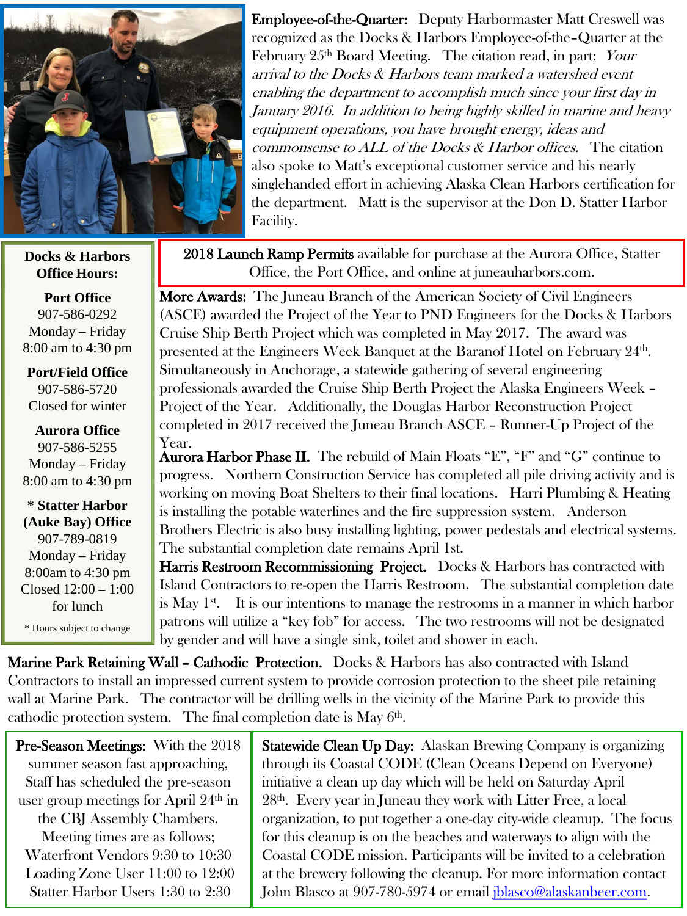**Employee-of-the-Quarter:** Deputy Harbormaster Matt Creswell was recognized as the Docks & Harbors Employee-of-the–Quarter at the February 25th Board Meeting. The citation read, in part: *Your arrival to the Docks & Harbors team marked a watershed event enabling the department to accomplish much since your first day in January 2016. In addition to being highly skilled in marine and heavy equipment operations, you have brought energy, ideas and commonsense to ALL of the Docks & Harbor offices.* The citation also spoke to Matt's exceptional customer service and his nearly singlehanded effort in achieving Alaska Clean Harbors certification for the department. Matt is the supervisor at the Don D. Statter Harbor Facility.

**Docks & Harbors Office Hours:**

**Port Office**
907-586-0292
Monday – Friday
8:00 am to 4:30 pm

**Port/Field Office**
907-586-5720
Closed for winter

**Aurora Office**
907-586-5255
Monday – Friday
8:00 am to 4:30 pm

**\* Statter Harbor (Auke Bay) Office**
907-789-0819
Monday – Friday
8:00am to 4:30 pm
Closed 12:00 – 1:00 for lunch

\* Hours subject to change

**2018 Launch Ramp Permits** available for purchase at the Aurora Office, Statter Office, the Port Office, and online at juneauharbors.com.

**More Awards:** The Juneau Branch of the American Society of Civil Engineers (ASCE) awarded the Project of the Year to PND Engineers for the Docks & Harbors Cruise Ship Berth Project which was completed in May 2017. The award was presented at the Engineers Week Banquet at the Baranof Hotel on February 24th. Simultaneously in Anchorage, a statewide gathering of several engineering professionals awarded the Cruise Ship Berth Project the Alaska Engineers Week – Project of the Year. Additionally, the Douglas Harbor Reconstruction Project completed in 2017 received the Juneau Branch ASCE – Runner-Up Project of the Year.

**Aurora Harbor Phase II.** The rebuild of Main Floats "E", "F" and "G" continue to progress. Northern Construction Service has completed all pile driving activity and is working on moving Boat Shelters to their final locations. Harri Plumbing & Heating is installing the potable waterlines and the fire suppression system. Anderson Brothers Electric is also busy installing lighting, power pedestals and electrical systems. The substantial completion date remains April 1st.

**Harris Restroom Recommissioning Project.** Docks & Harbors has contracted with Island Contractors to re-open the Harris Restroom. The substantial completion date is May 1st. It is our intentions to manage the restrooms in a manner in which harbor patrons will utilize a "key fob" for access. The two restrooms will not be designated by gender and will have a single sink, toilet and shower in each.

**Marine Park Retaining Wall – Cathodic Protection.** Docks & Harbors has also contracted with Island Contractors to install an impressed current system to provide corrosion protection to the sheet pile retaining wall at Marine Park. The contractor will be drilling wells in the vicinity of the Marine Park to provide this cathodic protection system. The final completion date is May 6th.

**Pre-Season Meetings:** With the 2018 summer season fast approaching, Staff has scheduled the pre-season user group meetings for April 24th in the CBJ Assembly Chambers. Meeting times are as follows;
Waterfront Vendors 9:30 to 10:30
Loading Zone User 11:00 to 12:00
Statter Harbor Users 1:30 to 2:30

**Statewide Clean Up Day:** Alaskan Brewing Company is organizing through its Coastal CODE (Clean Oceans Depend on Everyone) initiative a clean up day which will be held on Saturday April 28th. Every year in Juneau they work with Litter Free, a local organization, to put together a one-day city-wide cleanup. The focus for this cleanup is on the beaches and waterways to align with the Coastal CODE mission. Participants will be invited to a celebration at the brewery following the cleanup. For more information contact John Blasco at 907-780-5974 or email jblasco@alaskanbeer.com.